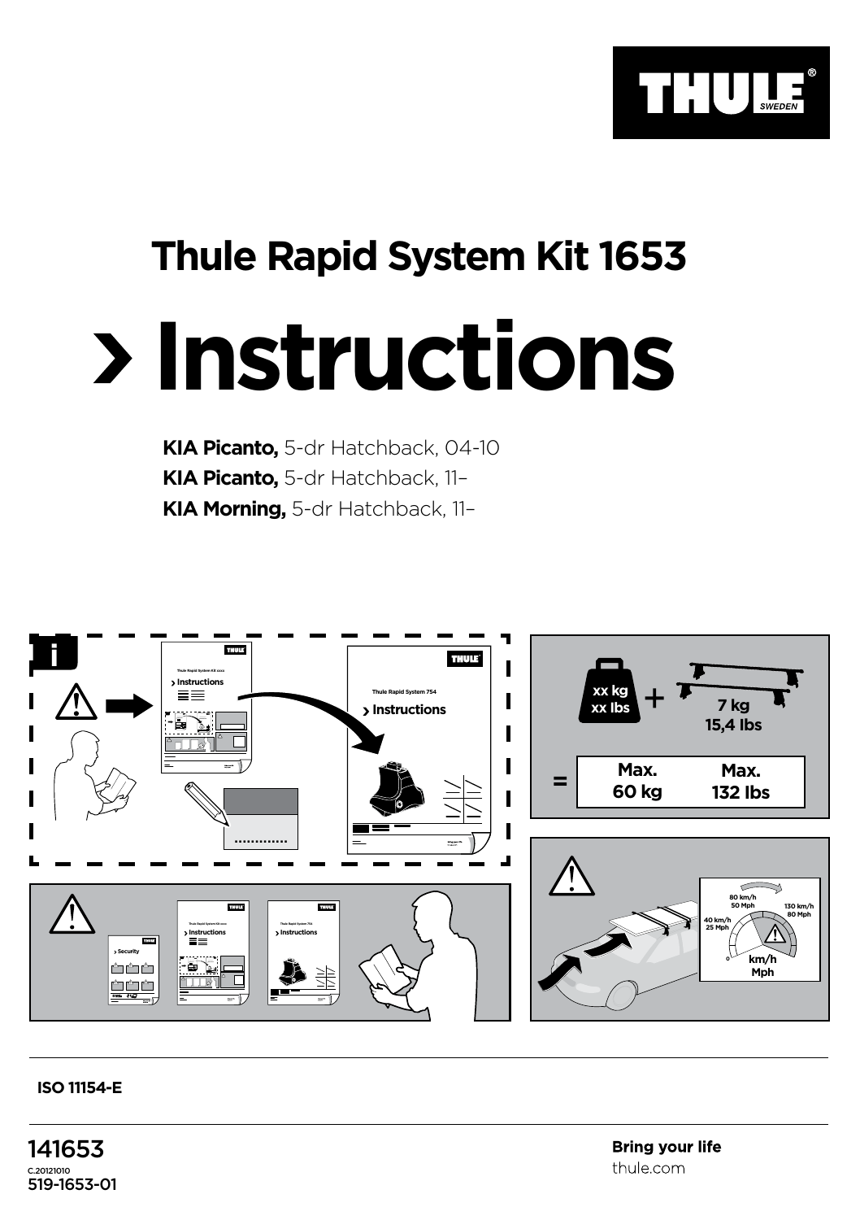THULE SWEDEN

# Thule Rapid System Kit 1653

# › Instructions

**KIA Picanto,** 5-dr Hatchback, 04-10
**KIA Picanto,** 5-dr Hatchback, 11–
**KIA Morning,** 5-dr Hatchback, 11–

Thule Rapid System Kit xxxx › Instructions

Thule Rapid System 754 › Instructions

xx kg xx lbs + 7 kg 15,4 lbs

= Max. 60 kg Max. 132 lbs

80 km/h 50 Mph
40 km/h 25 Mph
130 km/h 80 Mph
0
km/h Mph

› Security

ISO 11154-E

141653
C.20121010
519-1653-01

**Bring your life**
thule.com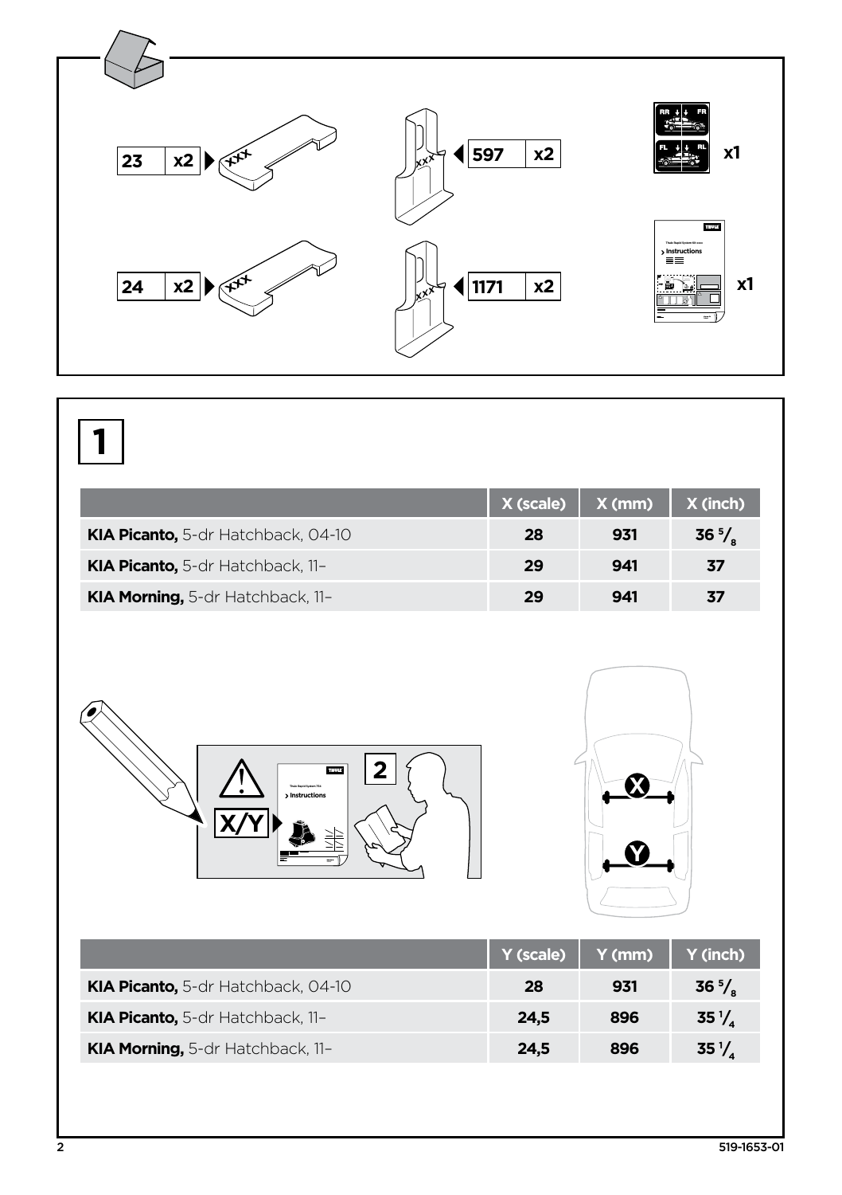| 23 | x2 |
|---|---|

| 597 | x2 |
|---|---|

x1

| 24 | x2 |
|---|---|

| 1171 | x2 |
|---|---|

x1

# 1

| | X (scale) | X (mm) | X (inch) |
|---|---|---|---|
| **KIA Picanto,** 5-dr Hatchback, 04-10 | 28 | 931 | 36 $^5/_8$ |
| **KIA Picanto,** 5-dr Hatchback, 11– | 29 | 941 | 37 |
| **KIA Morning,** 5-dr Hatchback, 11– | 29 | 941 | 37 |

X/Y

2

| | Y (scale) | Y (mm) | Y (inch) |
|---|---|---|---|
| **KIA Picanto,** 5-dr Hatchback, 04-10 | 28 | 931 | 36 $^5/_8$ |
| **KIA Picanto,** 5-dr Hatchback, 11– | 24,5 | 896 | 35 $^1/_4$ |
| **KIA Morning,** 5-dr Hatchback, 11– | 24,5 | 896 | 35 $^1/_4$ |

519-1653-01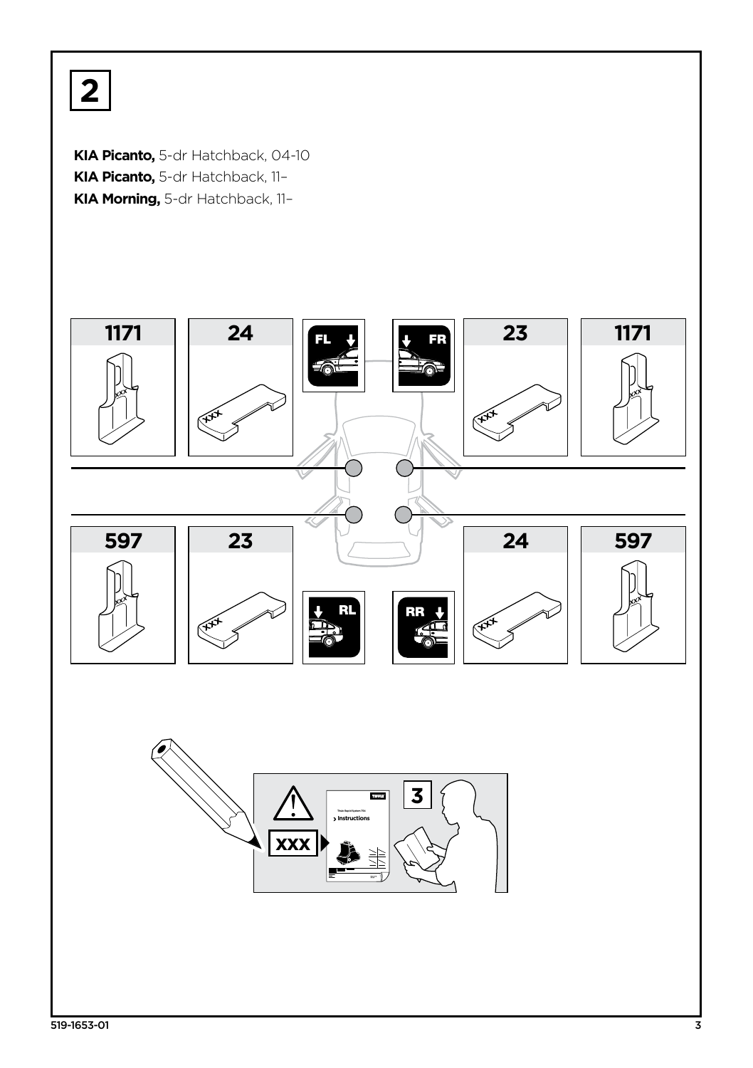# 2

**KIA Picanto,** 5-dr Hatchback, 04-10
**KIA Picanto,** 5-dr Hatchback, 11–
**KIA Morning,** 5-dr Hatchback, 11–

| 1171 | 24 | FL | FR | 23 | 1171 |
| --- | --- | --- | --- | --- | --- |
| 597 | 23 | RL | RR | 24 | 597 |

XXX

3

Thule Rapid System 754
Instructions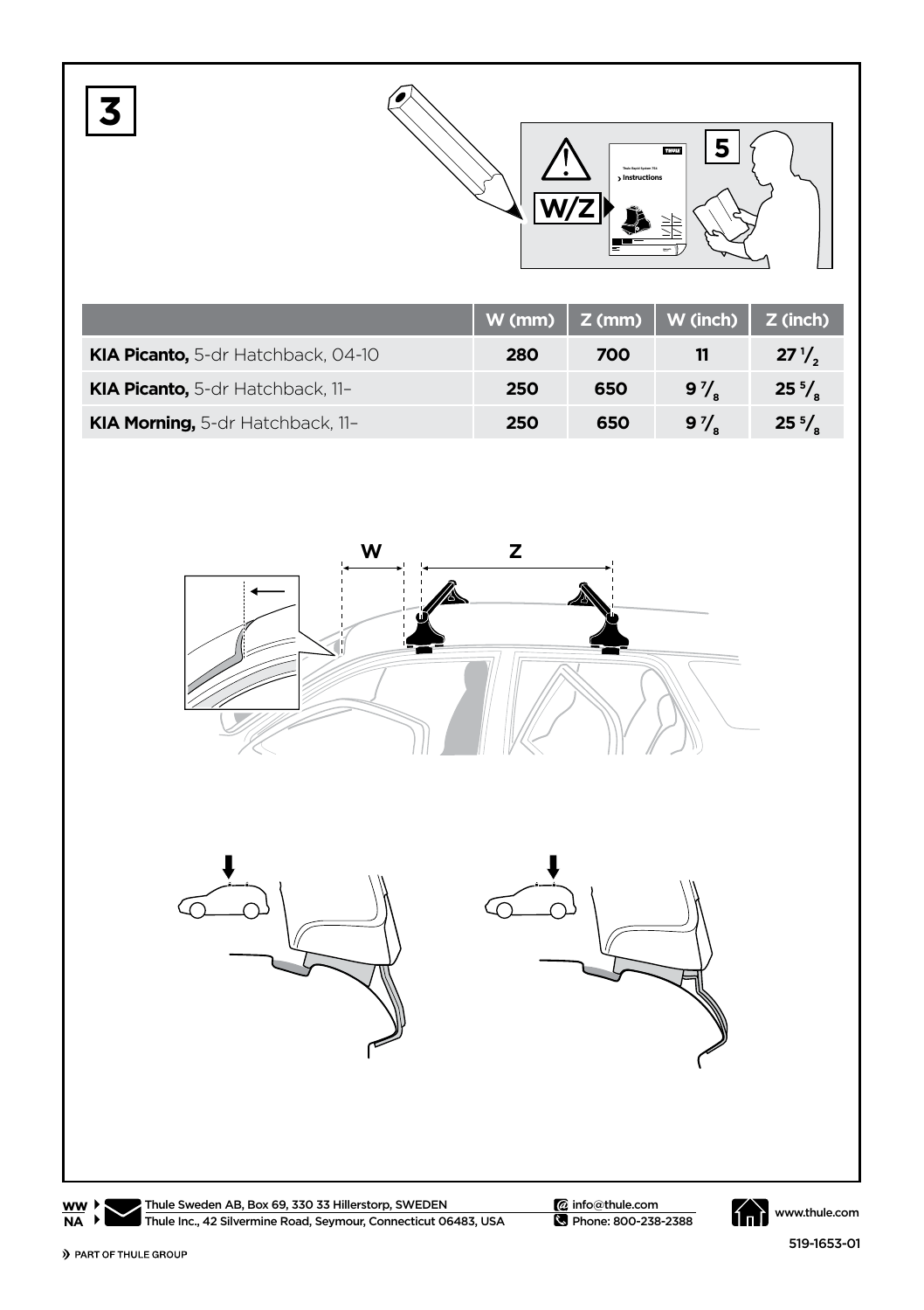# 3

W/Z

5

| | W (mm) | Z (mm) | W (inch) | Z (inch) |
|---|---|---|---|---|
| **KIA Picanto,** 5-dr Hatchback, 04-10 | **280** | **700** | **11** | **27 1/2** |
| **KIA Picanto,** 5-dr Hatchback, 11– | **250** | **650** | **9 7/8** | **25 5/8** |
| **KIA Morning,** 5-dr Hatchback, 11– | **250** | **650** | **9 7/8** | **25 5/8** |

W

Z

WW Thule Sweden AB, Box 69, 330 33 Hillerstorp, SWEDEN
NA Thule Inc., 42 Silvermine Road, Seymour, Connecticut 06483, USA

info@thule.com
Phone: 800-238-2388

www.thule.com

519-1653-01

PART OF THULE GROUP